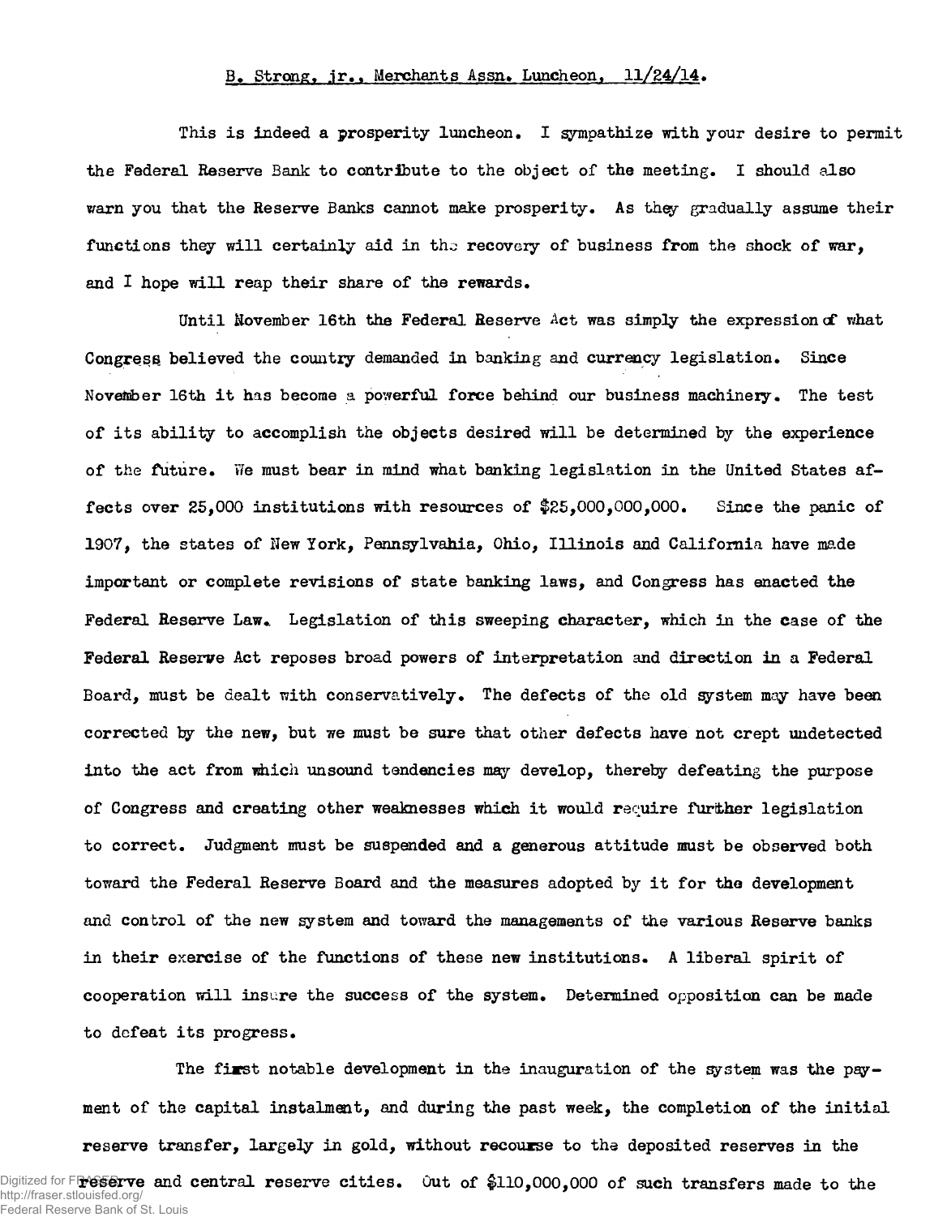B. Strong, jr., Merchants Assn. Luncheon, 11/24/14.

This is indeed a prosperity luncheon. I sympathize with your desire to permit the Federal Reserve Bank to contribute to the object of the meeting. I should also warn you that the Reserve Banks cannot make prosperity. As they gradually assume their functions they will certainly aid in the recovery of business from the shock of war, and I hope will reap their share of the rewards.

Until November 16th the Federal Reserve Act was simply the expression of what Congress believed the country demanded in banking and currency legislation. Since November 16th it has become a powerful force behind our business machinery. The test of its ability to accomplish the objects desired will be determined by the experience of the future. We must bear in mind what banking legislation in the United States affects over 25,000 institutions with resources of $25,000,000,000. Since the panic of 1907, the states of New York, Pennsylvahia, Ohio, Illinois and California have made important or complete revisions of state banking laws, and Congress has enacted the Federal Reserve Law. Legislation of this sweeping character, which in the case of the Federal Reserve Act reposes broad powers of interpretation and direction in a Federal Board, must be dealt with conservatively. The defects of the old system may have been corrected by the new, but we must be sure that other defects have not crept undetected into the act from which unsound tendencies may develop, thereby defeating the purpose of Congress and creating other weaknesses which it would require further legislation to correct. Judgment must be suspended and a generous attitude must be observed both toward the Federal Reserve Board and the measures adopted by it for the development and control of the new system and toward the managements of the various Reserve banks in their exercise of the functions of these new institutions. A liberal spirit of cooperation will insure the success of the system. Determined opposition can be made to defeat its progress.

The first notable development in the inauguration of the system was the payment of the capital instalment, and during the past week, the completion of the initial reserve transfer, largely in gold, without recourse to the deposited reserves in the reserve and central reserve cities. Out of $110,000,000 of such transfers made to the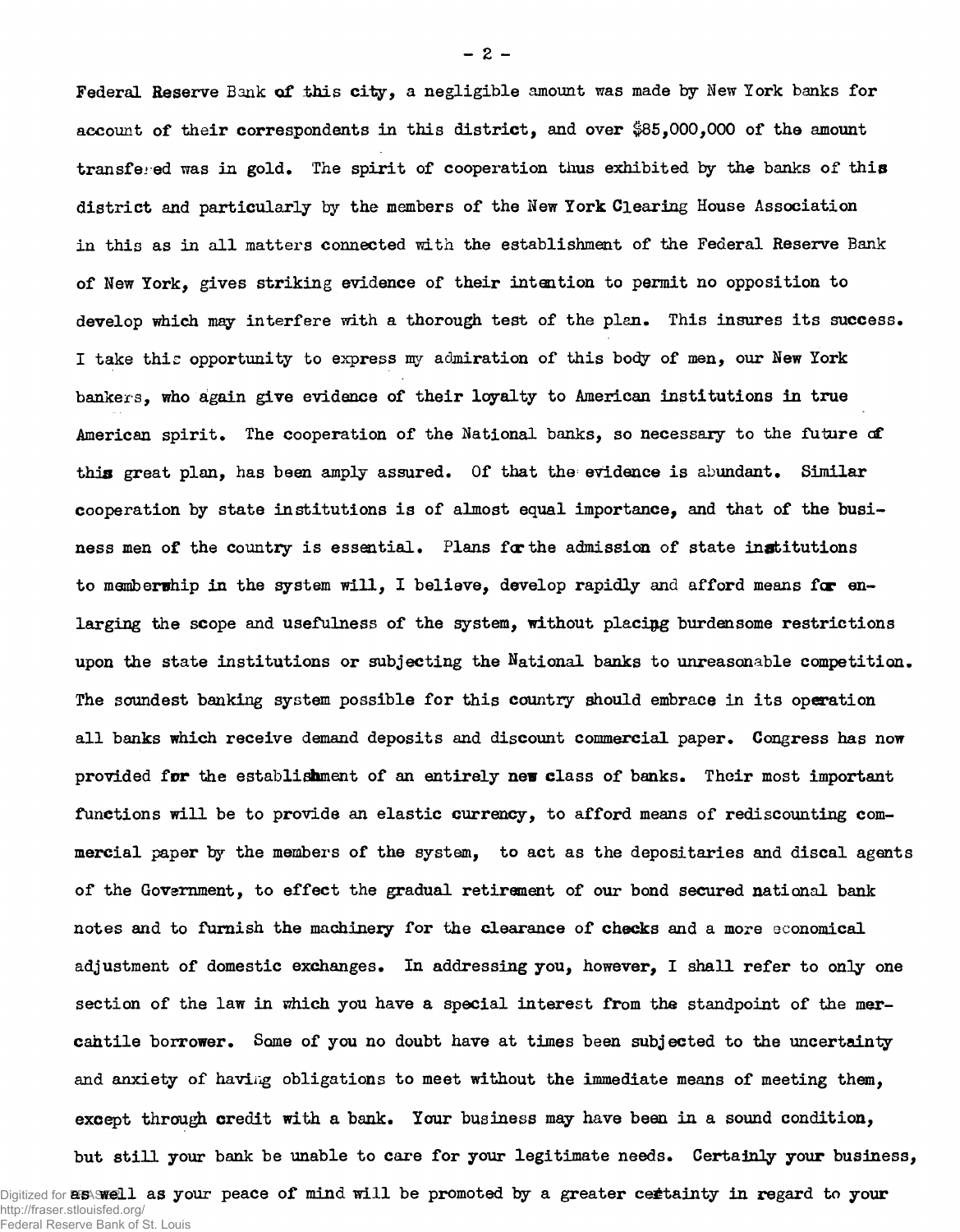Federal Reserve Bank of this city, a negligible amount was made by New York banks for account of their correspondents in this district, and over $85,000,000 of the amount transferred was in gold. The spirit of cooperation thus exhibited by the banks of this district and particularly by the members of the New York Clearing House Association in this as in all matters connected with the establishment of the Federal Reserve Bank of New York, gives striking evidence of their intention to permit no opposition to develop which may interfere with a thorough test of the plan. This insures its success. I take this opportunity to express my admiration of this body of men, our New York bankers, who again give evidence of their loyalty to American institutions in true American spirit. The cooperation of the National banks, so necessary to the future of this great plan, has been amply assured. Of that the evidence is abundant. Similar cooperation by state institutions is of almost equal importance, and that of the business men of the country is essential. Plans for the admission of state institutions to membership in the system will, I believe, develop rapidly and afford means for enlarging the scope and usefulness of the system, without placing burdensome restrictions upon the state institutions or subjecting the National banks to unreasonable competition. The soundest banking system possible for this country should embrace in its operation all banks which receive demand deposits and discount commercial paper. Congress has now provided for the establishment of an entirely new class of banks. Their most important functions will be to provide an elastic currency, to afford means of rediscounting commercial paper by the members of the system, to act as the depositaries and discal agents of the Government, to effect the gradual retirement of our bond secured national bank notes and to furnish the machinery for the clearance of checks and a more economical adjustment of domestic exchanges. In addressing you, however, I shall refer to only one section of the law in which you have a special interest from the standpoint of the mercahtile borrower. Some of you no doubt have at times been subjected to the uncertainty and anxiety of having obligations to meet without the immediate means of meeting them, except through credit with a bank. Your business may have been in a sound condition, but still your bank be unable to care for your legitimate needs. Certainly your business, as well as your peace of mind will be promoted by a greater certainty in regard to your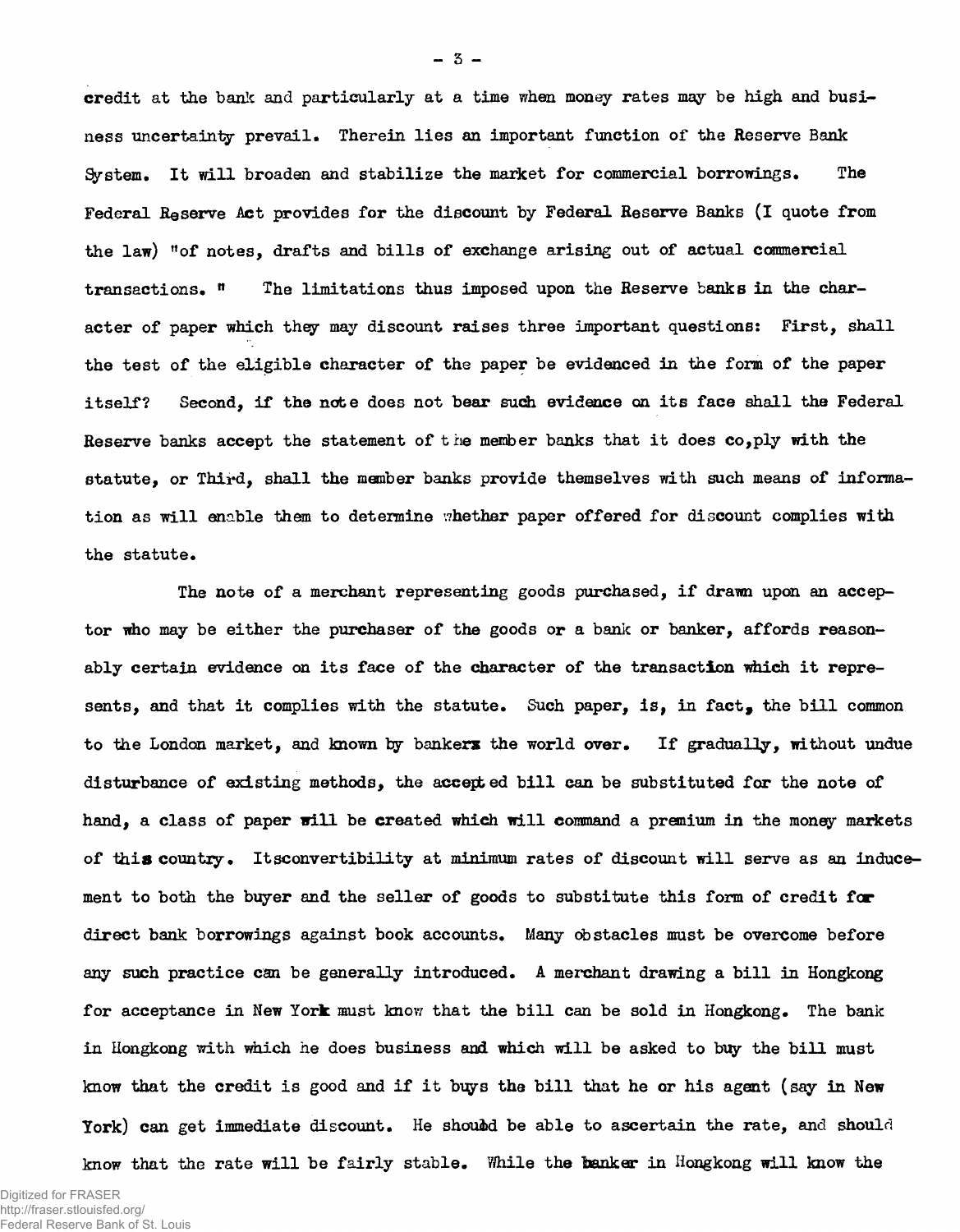credit at the bank and particularly at a time when money rates may be high and business uncertainty prevail. Therein lies an important function of the Reserve Bank System. It will broaden and stabilize the market for commercial borrowings. The Federal Reserve Act provides for the discount by Federal Reserve Banks (I quote from the law) "of notes, drafts and bills of exchange arising out of actual commercial transactions." The limitations thus imposed upon the Reserve banks in the character of paper which they may discount raises three important questions: First, shall the test of the eligible character of the paper be evidenced in the form of the paper itself? Second, if the note does not bear such evidence on its face shall the Federal Reserve banks accept the statement of the member banks that it does co,ply with the statute, or Third, shall the member banks provide themselves with such means of information as will enable them to determine whether paper offered for discount complies with the statute.

The note of a merchant representing goods purchased, if drawn upon an acceptor who may be either the purchaser of the goods or a bank or banker, affords reasonably certain evidence on its face of the character of the transaction which it represents, and that it complies with the statute. Such paper, is, in fact, the bill common to the London market, and known by bankers the world over. If gradually, without undue disturbance of existing methods, the accepted bill can be substituted for the note of hand, a class of paper will be created which will command a premium in the money markets of this country. Itsconvertibility at minimum rates of discount will serve as an inducement to both the buyer and the seller of goods to substitute this form of credit for direct bank borrowings against book accounts. Many obstacles must be overcome before any such practice can be generally introduced. A merchant drawing a bill in Hongkong for acceptance in New York must know that the bill can be sold in Hongkong. The bank in Hongkong with which he does business and which will be asked to buy the bill must know that the credit is good and if it buys the bill that he or his agent (say in New York) can get immediate discount. He should be able to ascertain the rate, and should know that the rate will be fairly stable. While the banker in Hongkong will know the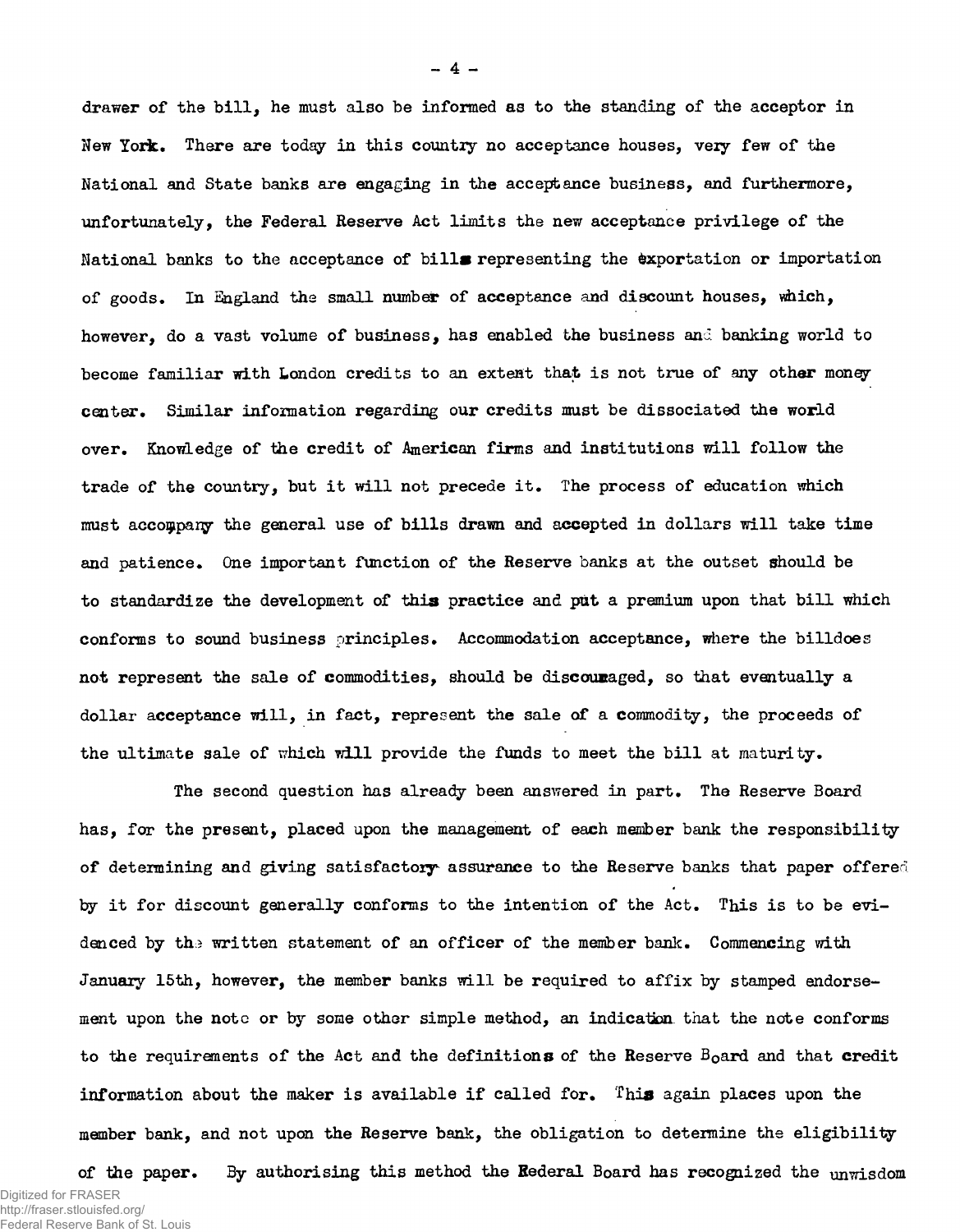drawer of the bill, he must also be informed as to the standing of the acceptor in New York. There are today in this country no acceptance houses, very few of the National and State banks are engaging in the acceptance business, and furthermore, unfortunately, the Federal Reserve Act limits the new acceptance privilege of the National banks to the acceptance of bills representing the exportation or importation of goods. In England the small number of acceptance and discount houses, which, however, do a vast volume of business, has enabled the business and banking world to become familiar with London credits to an extent that is not true of any other money center. Similar information regarding our credits must be dissociated the world over. Knowledge of the credit of American firms and institutions will follow the trade of the country, but it will not precede it. The process of education which must accompany the general use of bills drawn and accepted in dollars will take time and patience. One important function of the Reserve banks at the outset should be to standardize the development of this practice and put a premium upon that bill which conforms to sound business principles. Accommodation acceptance, where the billdoes not represent the sale of commodities, should be discouraged, so that eventually a dollar acceptance will, in fact, represent the sale of a commodity, the proceeds of the ultimate sale of which will provide the funds to meet the bill at maturity.

The second question has already been answered in part. The Reserve Board has, for the present, placed upon the management of each member bank the responsibility of determining and giving satisfactory assurance to the Reserve banks that paper offered by it for discount generally conforms to the intention of the Act. This is to be evidenced by the written statement of an officer of the member bank. Commencing with January 15th, however, the member banks will be required to affix by stamped endorsement upon the note or by some other simple method, an indication that the note conforms to the requirements of the Act and the definitions of the Reserve Board and that credit information about the maker is available if called for. This again places upon the member bank, and not upon the Reserve bank, the obligation to determine the eligibility of the paper. By authorising this method the Federal Board has recognized the unwisdom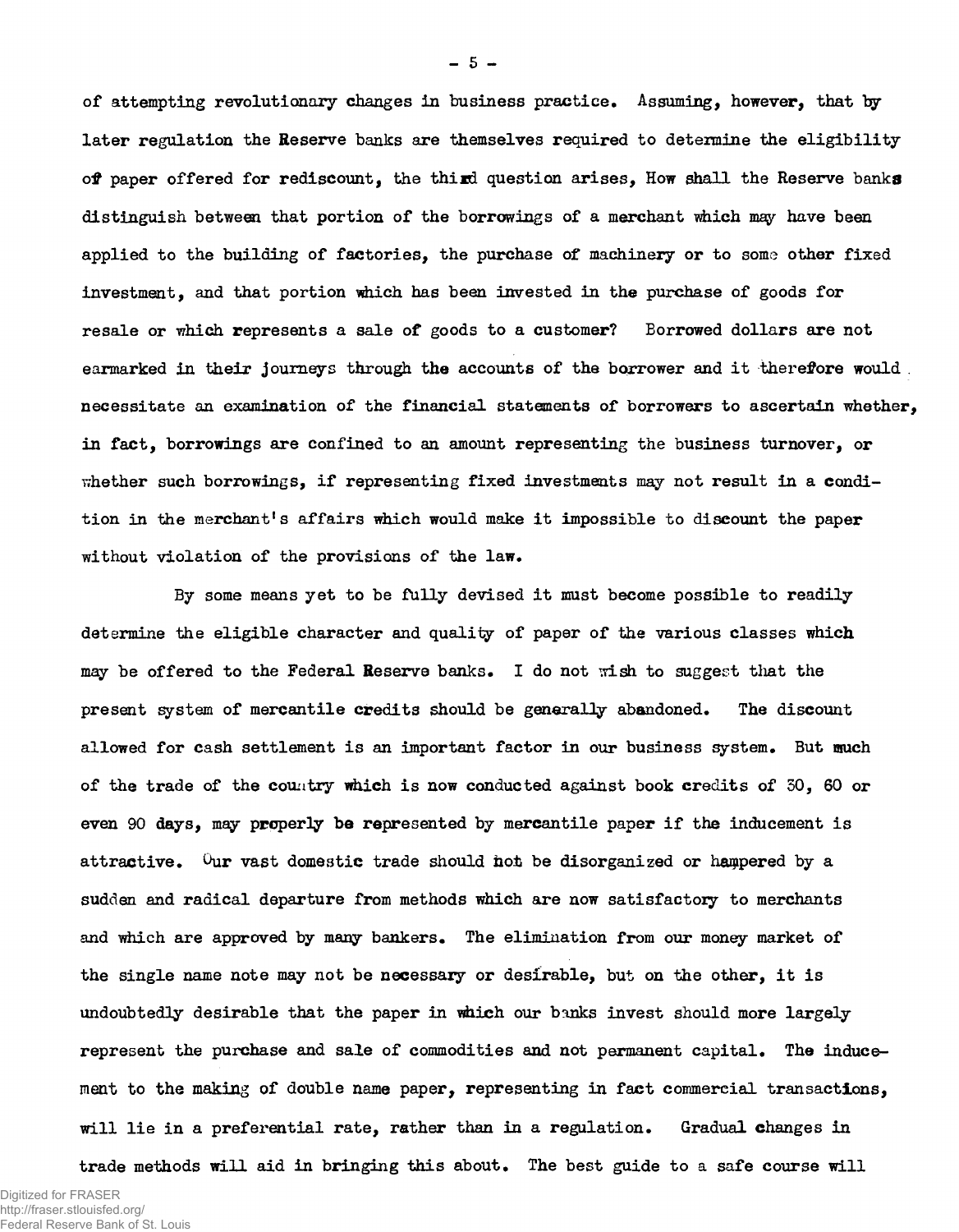of attempting revolutionary changes in business practice. Assuming, however, that by later regulation the Reserve banks are themselves required to determine the eligibility of paper offered for rediscount, the third question arises, How shall the Reserve banks distinguish between that portion of the borrowings of a merchant which may have been applied to the building of factories, the purchase of machinery or to some other fixed investment, and that portion which has been invested in the purchase of goods for resale or which represents a sale of goods to a customer? Borrowed dollars are not earmarked in their journeys through the accounts of the borrower and it therefore would necessitate an examination of the financial statements of borrowers to ascertain whether, in fact, borrowings are confined to an amount representing the business turnover, or whether such borrowings, if representing fixed investments may not result in a condition in the merchant's affairs which would make it impossible to discount the paper without violation of the provisions of the law.

By some means yet to be fully devised it must become possible to readily determine the eligible character and quality of paper of the various classes which may be offered to the Federal Reserve banks. I do not wish to suggest that the present system of mercantile credits should be generally abandoned. The discount allowed for cash settlement is an important factor in our business system. But much of the trade of the country which is now conducted against book credits of 30, 60 or even 90 days, may properly be represented by mercantile paper if the inducement is attractive. Our vast domestic trade should not be disorganized or hampered by a sudden and radical departure from methods which are now satisfactory to merchants and which are approved by many bankers. The elimination from our money market of the single name note may not be necessary or desirable, but on the other, it is undoubtedly desirable that the paper in which our banks invest should more largely represent the purchase and sale of commodities and not permanent capital. The inducement to the making of double name paper, representing in fact commercial transactions, will lie in a preferential rate, rather than in a regulation. Gradual changes in trade methods will aid in bringing this about. The best guide to a safe course will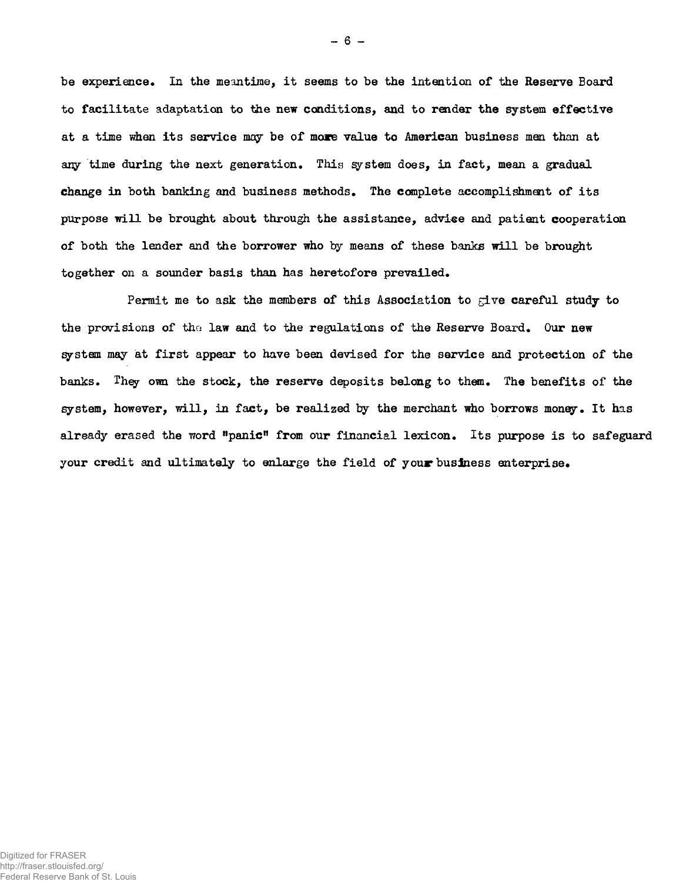be experience. In the meantime, it seems to be the intention of the Reserve Board to facilitate adaptation to the new conditions, and to render the system effective at a time when its service may be of more value to American business men than at any time during the next generation. This system does, in fact, mean a gradual change in both banking and business methods. The complete accomplishment of its purpose will be brought about through the assistance, advice and patient cooperation of both the lender and the borrower who by means of these banks will be brought together on a sounder basis than has heretofore prevailed.

Permit me to ask the members of this Association to give careful study to the provisions of the law and to the regulations of the Reserve Board. Our new system may at first appear to have been devised for the service and protection of the banks. They own the stock, the reserve deposits belong to them. The benefits of the system, however, will, in fact, be realized by the merchant who borrows money. It has already erased the word "panic" from our financial lexicon. Its purpose is to safeguard your credit and ultimately to enlarge the field of your business enterprise.